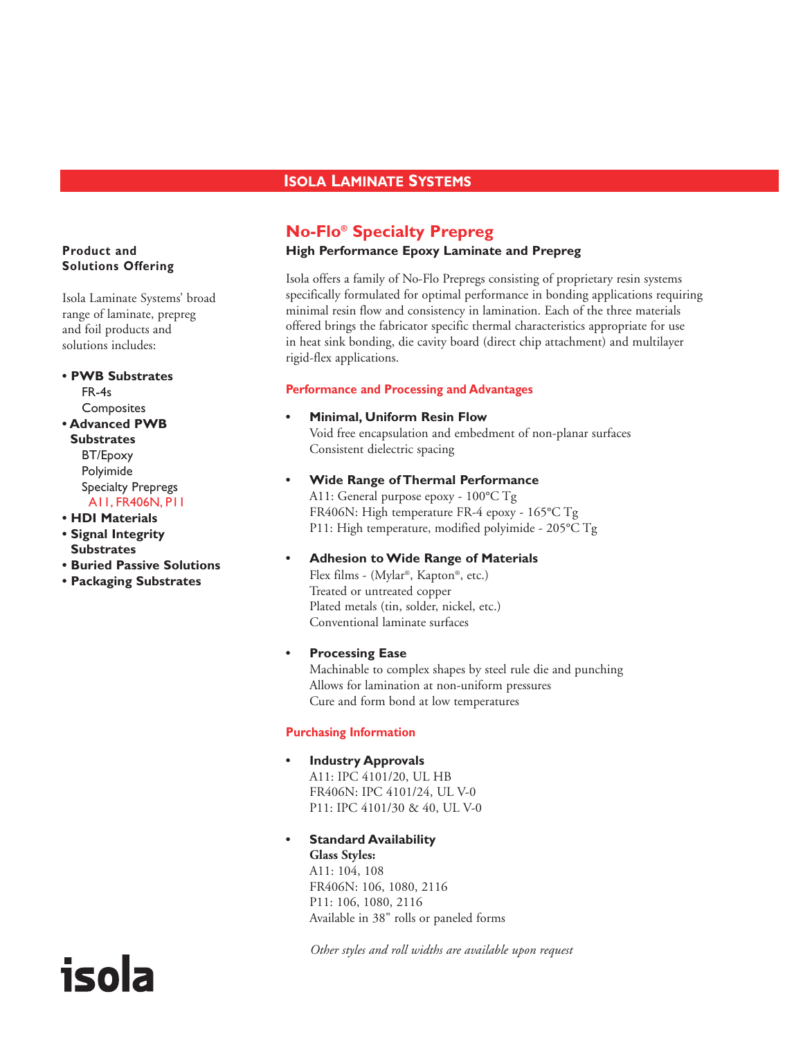## ISOLA LAMINATE SYSTEMS

**Product and Solutions Offering**

Isola Laminate Systems' broad range of laminate, prepreg and foil products and solutions includes:

- **PWB Substrates**
  - FR-4s
  - Composites
- **Advanced PWB Substrates**
  - BT/Epoxy
  - Polyimide
  - Specialty Prepregs
    - A11, FR406N, P11
- **HDI Materials**
- **Signal Integrity Substrates**
- **Buried Passive Solutions**
- **Packaging Substrates**

# No-Flo® Specialty Prepreg

**High Performance Epoxy Laminate and Prepreg**

Isola offers a family of No-Flo Prepregs consisting of proprietary resin systems specifically formulated for optimal performance in bonding applications requiring minimal resin flow and consistency in lamination. Each of the three materials offered brings the fabricator specific thermal characteristics appropriate for use in heat sink bonding, die cavity board (direct chip attachment) and multilayer rigid-flex applications.

### Performance and Processing and Advantages

- **Minimal, Uniform Resin Flow**
  Void free encapsulation and embedment of non-planar surfaces
  Consistent dielectric spacing

- **Wide Range of Thermal Performance**
  A11: General purpose epoxy - 100°C Tg
  FR406N: High temperature FR-4 epoxy - 165°C Tg
  P11: High temperature, modified polyimide - 205°C Tg

- **Adhesion to Wide Range of Materials**
  Flex films - (Mylar®, Kapton®, etc.)
  Treated or untreated copper
  Plated metals (tin, solder, nickel, etc.)
  Conventional laminate surfaces

- **Processing Ease**
  Machinable to complex shapes by steel rule die and punching
  Allows for lamination at non-uniform pressures
  Cure and form bond at low temperatures

### Purchasing Information

- **Industry Approvals**
  A11: IPC 4101/20, UL HB
  FR406N: IPC 4101/24, UL V-0
  P11: IPC 4101/30 & 40, UL V-0

- **Standard Availability**
  **Glass Styles:**
  A11: 104, 108
  FR406N: 106, 1080, 2116
  P11: 106, 1080, 2116
  Available in 38" rolls or paneled forms

*Other styles and roll widths are available upon request*

isola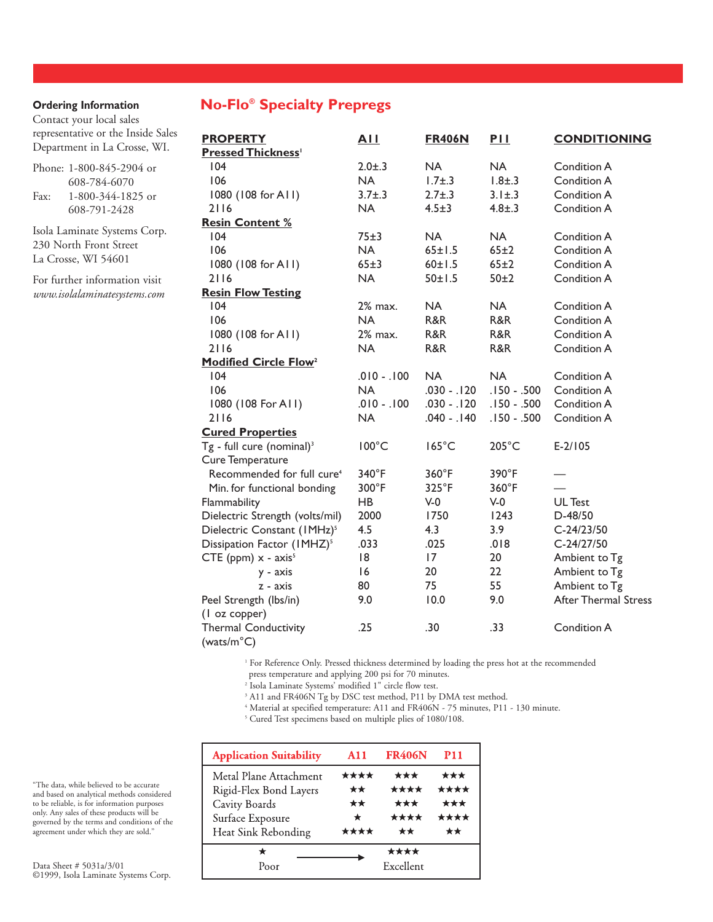## No-Flo® Specialty Prepregs

| PROPERTY | A11 | FR406N | P11 | CONDITIONING |
|---|---|---|---|---|
| **Pressed Thickness**[1] | | | | |
| 104 | 2.0±.3 | NA | NA | Condition A |
| 106 | NA | 1.7±.3 | 1.8±.3 | Condition A |
| 1080 (108 for A11) | 3.7±.3 | 2.7±.3 | 3.1±.3 | Condition A |
| 2116 | NA | 4.5±3 | 4.8±.3 | Condition A |
| **Resin Content %** | | | | |
| 104 | 75±3 | NA | NA | Condition A |
| 106 | NA | 65±1.5 | 65±2 | Condition A |
| 1080 (108 for A11) | 65±3 | 60±1.5 | 65±2 | Condition A |
| 2116 | NA | 50±1.5 | 50±2 | Condition A |
| **Resin Flow Testing** | | | | |
| 104 | 2% max. | NA | NA | Condition A |
| 106 | NA | R&R | R&R | Condition A |
| 1080 (108 for A11) | 2% max. | R&R | R&R | Condition A |
| 2116 | NA | R&R | R&R | Condition A |
| **Modified Circle Flow**[2] | | | | |
| 104 | .010 - .100 | NA | NA | Condition A |
| 106 | NA | .030 - .120 | .150 - .500 | Condition A |
| 1080 (108 For A11) | .010 - .100 | .030 - .120 | .150 - .500 | Condition A |
| 2116 | NA | .040 - .140 | .150 - .500 | Condition A |
| **Cured Properties** | | | | |
| Tg - full cure (nominal)[3] | 100°C | 165°C | 205°C | E-2/105 |
| Cure Temperature | | | | |
| Recommended for full cure[4] | 340°F | 360°F | 390°F | — |
| Min. for functional bonding | 300°F | 325°F | 360°F | — |
| Flammability | HB | V-0 | V-0 | UL Test |
| Dielectric Strength (volts/mil) | 2000 | 1750 | 1243 | D-48/50 |
| Dielectric Constant (1MHz)[5] | 4.5 | 4.3 | 3.9 | C-24/23/50 |
| Dissipation Factor (1MHZ)[5] | .033 | .025 | .018 | C-24/27/50 |
| CTE (ppm) x - axis[5] | 18 | 17 | 20 | Ambient to Tg |
| y - axis | 16 | 20 | 22 | Ambient to Tg |
| z - axis | 80 | 75 | 55 | Ambient to Tg |
| Peel Strength (lbs/in) (1 oz copper) | 9.0 | 10.0 | 9.0 | After Thermal Stress |
| Thermal Conductivity (wats/m°C) | .25 | .30 | .33 | Condition A |

[1] For Reference Only. Pressed thickness determined by loading the press hot at the recommended press temperature and applying 200 psi for 70 minutes.
[2] Isola Laminate Systems' modified 1" circle flow test.
[3] A11 and FR406N Tg by DSC test method, P11 by DMA test method.
[4] Material at specified temperature: A11 and FR406N - 75 minutes, P11 - 130 minute.
[5] Cured Test specimens based on multiple plies of 1080/108.

| Application Suitability | A11 | FR406N | P11 |
|---|---|---|---|
| Metal Plane Attachment | ★★★★ | ★★★ | ★★★ |
| Rigid-Flex Bond Layers | ★★ | ★★★★ | ★★★★ |
| Cavity Boards | ★★ | ★★★ | ★★★ |
| Surface Exposure | ★ | ★★★★ | ★★★★ |
| Heat Sink Rebonding | ★★★★ | ★★ | ★★ |

★ Poor → ★★★★ Excellent

**Ordering Information**

Contact your local sales representative or the Inside Sales Department in La Crosse, WI.

Phone: 1-800-845-2904 or 608-784-6070
Fax: 1-800-344-1825 or 608-791-2428

Isola Laminate Systems Corp.
230 North Front Street
La Crosse, WI 54601

For further information visit *www.isolalaminatesystems.com*

"The data, while believed to be accurate and based on analytical methods considered to be reliable, is for information purposes only. Any sales of these products will be governed by the terms and conditions of the agreement under which they are sold."

Data Sheet # 5031a/3/01
©1999, Isola Laminate Systems Corp.